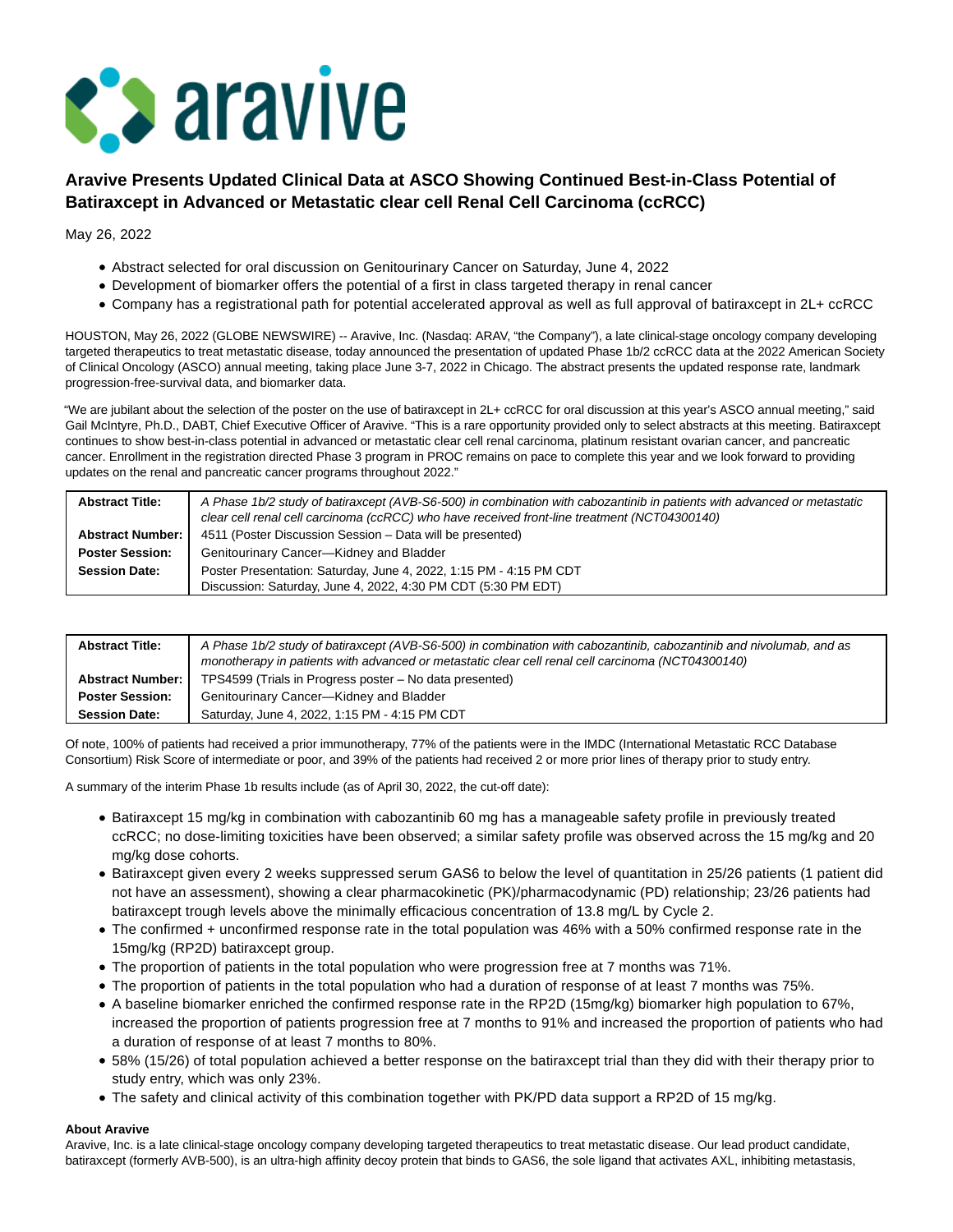# Aravive Presents Updated Clinical Data at ASCO Showing Continued Best-in-Class Potential of Batiraxcept in Advanced or Metastatic clear cell Renal Cell Carcinoma (ccRCC)

May 26, 2022

- Abstract selected for oral discussion on Genitourinary Cancer on Saturday, June 4, 2022
- Development of biomarker offers the potential of a first in class targeted therapy in renal cancer
- Company has a registrational path for potential accelerated approval as well as full approval of batiraxcept in 2L+ ccRCC

HOUSTON, May 26, 2022 (GLOBE NEWSWIRE) -- Aravive, Inc. (Nasdaq: ARAV, "the Company"), a late clinical-stage oncology company developing targeted therapeutics to treat metastatic disease, today announced the presentation of updated Phase 1b/2 ccRCC data at the 2022 American Society of Clinical Oncology (ASCO) annual meeting, taking place June 3-7, 2022 in Chicago. The abstract presents the updated response rate, landmark progression-free-survival data, and biomarker data.

"We are jubilant about the selection of the poster on the use of batiraxcept in 2L+ ccRCC for oral discussion at this year's ASCO annual meeting," said Gail McIntyre, Ph.D., DABT, Chief Executive Officer of Aravive. "This is a rare opportunity provided only to select abstracts at this meeting. Batiraxcept continues to show best-in-class potential in advanced or metastatic clear cell renal carcinoma, platinum resistant ovarian cancer, and pancreatic cancer. Enrollment in the registration directed Phase 3 program in PROC remains on pace to complete this year and we look forward to providing updates on the renal and pancreatic cancer programs throughout 2022."

| | |
|---|---|
| **Abstract Title:** | *A Phase 1b/2 study of batiraxcept (AVB-S6-500) in combination with cabozantinib in patients with advanced or metastatic clear cell renal cell carcinoma (ccRCC) who have received front-line treatment (NCT04300140)* |
| **Abstract Number:** | 4511 (Poster Discussion Session – Data will be presented) |
| **Poster Session:** | Genitourinary Cancer—Kidney and Bladder |
| **Session Date:** | Poster Presentation: Saturday, June 4, 2022, 1:15 PM - 4:15 PM CDT<br>Discussion: Saturday, June 4, 2022, 4:30 PM CDT (5:30 PM EDT) |

| | |
|---|---|
| **Abstract Title:** | *A Phase 1b/2 study of batiraxcept (AVB-S6-500) in combination with cabozantinib, cabozantinib and nivolumab, and as monotherapy in patients with advanced or metastatic clear cell renal cell carcinoma (NCT04300140)* |
| **Abstract Number:** | TPS4599 (Trials in Progress poster – No data presented) |
| **Poster Session:** | Genitourinary Cancer—Kidney and Bladder |
| **Session Date:** | Saturday, June 4, 2022, 1:15 PM - 4:15 PM CDT |

Of note, 100% of patients had received a prior immunotherapy, 77% of the patients were in the IMDC (International Metastatic RCC Database Consortium) Risk Score of intermediate or poor, and 39% of the patients had received 2 or more prior lines of therapy prior to study entry.

A summary of the interim Phase 1b results include (as of April 30, 2022, the cut-off date):

- Batiraxcept 15 mg/kg in combination with cabozantinib 60 mg has a manageable safety profile in previously treated ccRCC; no dose-limiting toxicities have been observed; a similar safety profile was observed across the 15 mg/kg and 20 mg/kg dose cohorts.
- Batiraxcept given every 2 weeks suppressed serum GAS6 to below the level of quantitation in 25/26 patients (1 patient did not have an assessment), showing a clear pharmacokinetic (PK)/pharmacodynamic (PD) relationship; 23/26 patients had batiraxcept trough levels above the minimally efficacious concentration of 13.8 mg/L by Cycle 2.
- The confirmed + unconfirmed response rate in the total population was 46% with a 50% confirmed response rate in the 15mg/kg (RP2D) batiraxcept group.
- The proportion of patients in the total population who were progression free at 7 months was 71%.
- The proportion of patients in the total population who had a duration of response of at least 7 months was 75%.
- A baseline biomarker enriched the confirmed response rate in the RP2D (15mg/kg) biomarker high population to 67%, increased the proportion of patients progression free at 7 months to 91% and increased the proportion of patients who had a duration of response of at least 7 months to 80%.
- 58% (15/26) of total population achieved a better response on the batiraxcept trial than they did with their therapy prior to study entry, which was only 23%.
- The safety and clinical activity of this combination together with PK/PD data support a RP2D of 15 mg/kg.

**About Aravive**

Aravive, Inc. is a late clinical-stage oncology company developing targeted therapeutics to treat metastatic disease. Our lead product candidate, batiraxcept (formerly AVB-500), is an ultra-high affinity decoy protein that binds to GAS6, the sole ligand that activates AXL, inhibiting metastasis,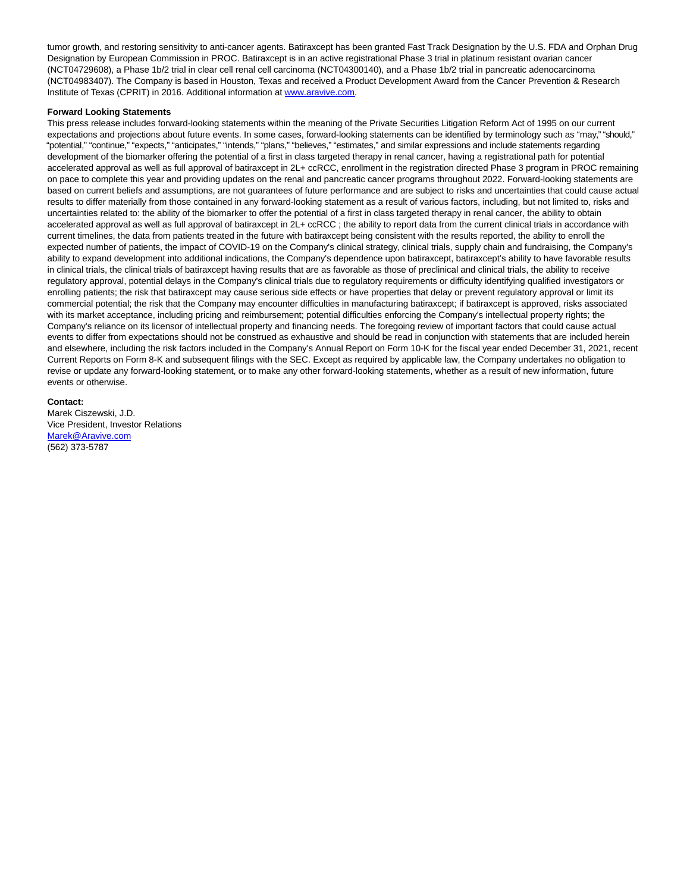tumor growth, and restoring sensitivity to anti-cancer agents. Batiraxcept has been granted Fast Track Designation by the U.S. FDA and Orphan Drug Designation by European Commission in PROC. Batiraxcept is in an active registrational Phase 3 trial in platinum resistant ovarian cancer (NCT04729608), a Phase 1b/2 trial in clear cell renal cell carcinoma (NCT04300140), and a Phase 1b/2 trial in pancreatic adenocarcinoma (NCT04983407). The Company is based in Houston, Texas and received a Product Development Award from the Cancer Prevention & Research Institute of Texas (CPRIT) in 2016. Additional information at [www.aravive.com](http://www.aravive.com).

**Forward Looking Statements**

This press release includes forward-looking statements within the meaning of the Private Securities Litigation Reform Act of 1995 on our current expectations and projections about future events. In some cases, forward-looking statements can be identified by terminology such as "may," "should," "potential," "continue," "expects," "anticipates," "intends," "plans," "believes," "estimates," and similar expressions and include statements regarding development of the biomarker offering the potential of a first in class targeted therapy in renal cancer, having a registrational path for potential accelerated approval as well as full approval of batiraxcept in 2L+ ccRCC, enrollment in the registration directed Phase 3 program in PROC remaining on pace to complete this year and providing updates on the renal and pancreatic cancer programs throughout 2022. Forward-looking statements are based on current beliefs and assumptions, are not guarantees of future performance and are subject to risks and uncertainties that could cause actual results to differ materially from those contained in any forward-looking statement as a result of various factors, including, but not limited to, risks and uncertainties related to: the ability of the biomarker to offer the potential of a first in class targeted therapy in renal cancer, the ability to obtain accelerated approval as well as full approval of batiraxcept in 2L+ ccRCC ; the ability to report data from the current clinical trials in accordance with current timelines, the data from patients treated in the future with batiraxcept being consistent with the results reported, the ability to enroll the expected number of patients, the impact of COVID-19 on the Company's clinical strategy, clinical trials, supply chain and fundraising, the Company's ability to expand development into additional indications, the Company's dependence upon batiraxcept, batiraxcept's ability to have favorable results in clinical trials, the clinical trials of batiraxcept having results that are as favorable as those of preclinical and clinical trials, the ability to receive regulatory approval, potential delays in the Company's clinical trials due to regulatory requirements or difficulty identifying qualified investigators or enrolling patients; the risk that batiraxcept may cause serious side effects or have properties that delay or prevent regulatory approval or limit its commercial potential; the risk that the Company may encounter difficulties in manufacturing batiraxcept; if batiraxcept is approved, risks associated with its market acceptance, including pricing and reimbursement; potential difficulties enforcing the Company's intellectual property rights; the Company's reliance on its licensor of intellectual property and financing needs. The foregoing review of important factors that could cause actual events to differ from expectations should not be construed as exhaustive and should be read in conjunction with statements that are included herein and elsewhere, including the risk factors included in the Company's Annual Report on Form 10-K for the fiscal year ended December 31, 2021, recent Current Reports on Form 8-K and subsequent filings with the SEC. Except as required by applicable law, the Company undertakes no obligation to revise or update any forward-looking statement, or to make any other forward-looking statements, whether as a result of new information, future events or otherwise.

**Contact:**

Marek Ciszewski, J.D.
Vice President, Investor Relations
[Marek@Aravive.com](mailto:Marek@Aravive.com)
(562) 373-5787